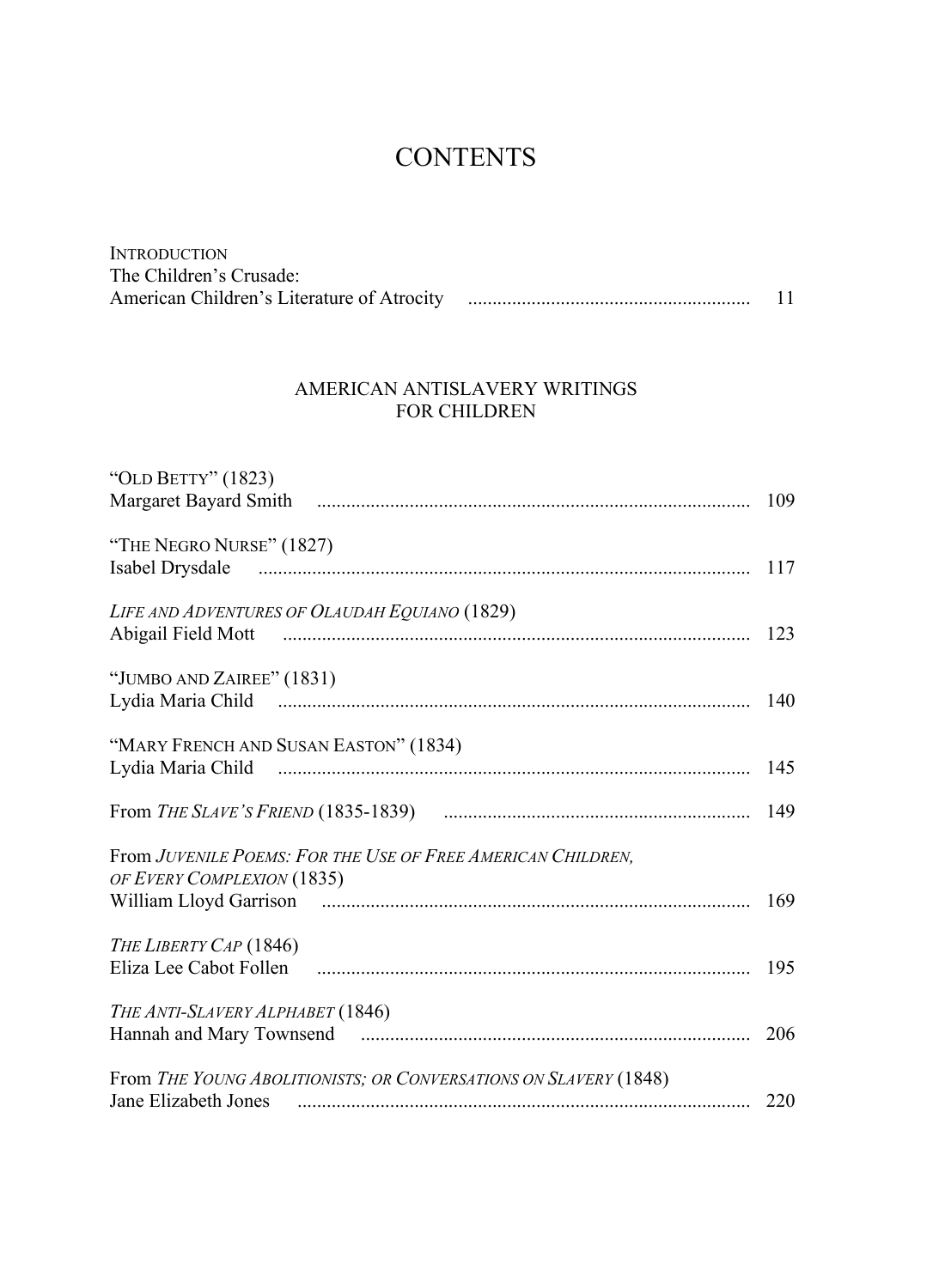# CONTENTS

INTRODUCTION
The Children's Crusade:
American Children's Literature of Atrocity ........................................................ 11

## AMERICAN ANTISLAVERY WRITINGS FOR CHILDREN

"OLD BETTY" (1823)
Margaret Bayard Smith ........................................................................................ 109

"THE NEGRO NURSE" (1827)
Isabel Drysdale .................................................................................................... 117

*LIFE AND ADVENTURES OF OLAUDAH EQUIANO* (1829)
Abigail Field Mott ............................................................................................... 123

"JUMBO AND ZAIREE" (1831)
Lydia Maria Child ................................................................................................ 140

"MARY FRENCH AND SUSAN EASTON" (1834)
Lydia Maria Child ................................................................................................ 145

From *THE SLAVE'S FRIEND* (1835-1839) .............................................................. 149

From *JUVENILE POEMS: FOR THE USE OF FREE AMERICAN CHILDREN, OF EVERY COMPLEXION* (1835)
William Lloyd Garrison ....................................................................................... 169

*THE LIBERTY CAP* (1846)
Eliza Lee Cabot Follen ........................................................................................ 195

*THE ANTI-SLAVERY ALPHABET* (1846)
Hannah and Mary Townsend ............................................................................... 206

From *THE YOUNG ABOLITIONISTS; OR CONVERSATIONS ON SLAVERY* (1848)
Jane Elizabeth Jones ............................................................................................ 220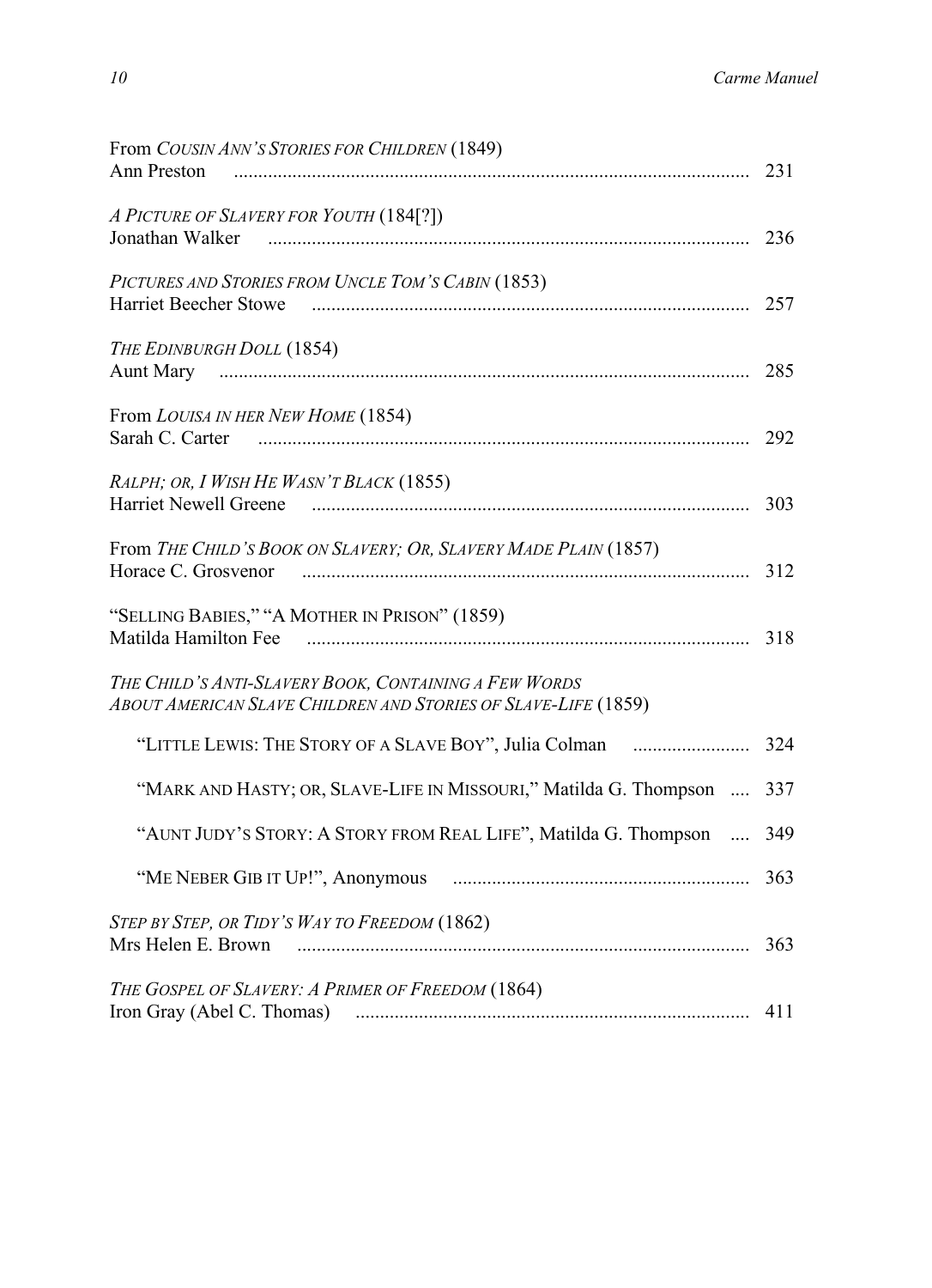From *Cousin Ann's Stories for Children* (1849)
Ann Preston .......... 231

*A Picture of Slavery for Youth* (184[?])
Jonathan Walker .......... 236

*Pictures and Stories from Uncle Tom's Cabin* (1853)
Harriet Beecher Stowe .......... 257

*The Edinburgh Doll* (1854)
Aunt Mary .......... 285

From *Louisa in her New Home* (1854)
Sarah C. Carter .......... 292

*Ralph; or, I Wish He Wasn't Black* (1855)
Harriet Newell Greene .......... 303

From *The Child's Book on Slavery; Or, Slavery Made Plain* (1857)
Horace C. Grosvenor .......... 312

"Selling Babies," "A Mother in Prison" (1859)
Matilda Hamilton Fee .......... 318

*The Child's Anti-Slavery Book, Containing a Few Words About American Slave Children and Stories of Slave-Life* (1859)

"Little Lewis: The Story of a Slave Boy", Julia Colman .......... 324

"Mark and Hasty; or, Slave-Life in Missouri," Matilda G. Thompson .... 337

"Aunt Judy's Story: A Story from Real Life", Matilda G. Thompson .... 349

"Me Neber Gib it Up!", Anonymous .......... 363

*Step by Step, or Tidy's Way to Freedom* (1862)
Mrs Helen E. Brown .......... 363

*The Gospel of Slavery: A Primer of Freedom* (1864)
Iron Gray (Abel C. Thomas) .......... 411